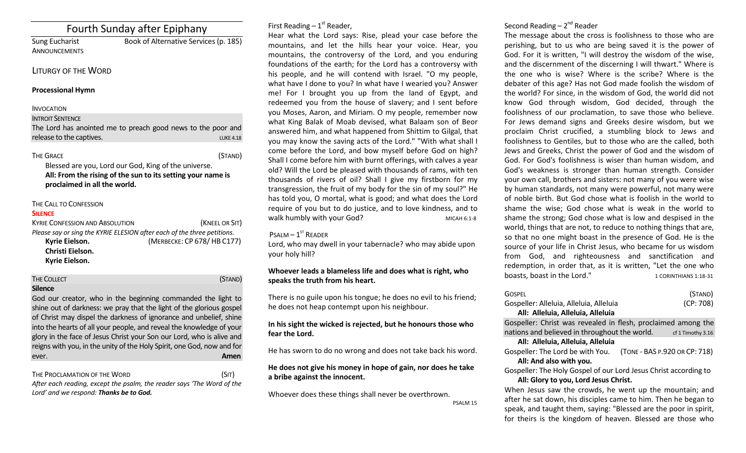# Fourth Sunday after Epiphany

Sung Eucharist — Book of Alternative Services (p. 185)

ANNOUNCEMENTS

## LITURGY OF THE WORD

**Processional Hymn**

INVOCATION

INTROIT SENTENCE

The Lord has anointed me to preach good news to the poor and release to the captives. LUKE 4.18

THE GRACE (STAND)

Blessed are you, Lord our God, King of the universe.

**All: From the rising of the sun to its setting your name is proclaimed in all the world.**

THE CALL TO CONFESSION

**SILENCE**

KYRIE CONFESSION AND ABSOLUTION (KNEEL OR SIT)

*Please say or sing the KYRIE ELESION after each of the three petitions.*

**Kyrie Eielson.** (MERBECKE: CP 678/ HB C177)
**Christi Eielson.**
**Kyrie Eielson.**

THE COLLECT (STAND)

**Silence**

God our creator, who in the beginning commanded the light to shine out of darkness: we pray that the light of the glorious gospel of Christ may dispel the darkness of ignorance and unbelief, shine into the hearts of all your people, and reveal the knowledge of your glory in the face of Jesus Christ your Son our Lord, who is alive and reigns with you, in the unity of the Holy Spirit, one God, now and for ever. **Amen**

THE PROCLAMATION OF THE WORD (SIT)

*After each reading, except the psalm, the reader says 'The Word of the Lord' and we respond: **Thanks be to God.***

First Reading – 1st Reader,

Hear what the Lord says: Rise, plead your case before the mountains, and let the hills hear your voice. Hear, you mountains, the controversy of the Lord, and you enduring foundations of the earth; for the Lord has a controversy with his people, and he will contend with Israel. "O my people, what have I done to you? In what have I wearied you? Answer me! For I brought you up from the land of Egypt, and redeemed you from the house of slavery; and I sent before you Moses, Aaron, and Miriam. O my people, remember now what King Balak of Moab devised, what Balaam son of Beor answered him, and what happened from Shittim to Gilgal, that you may know the saving acts of the Lord." "With what shall I come before the Lord, and bow myself before God on high? Shall I come before him with burnt offerings, with calves a year old? Will the Lord be pleased with thousands of rams, with ten thousands of rivers of oil? Shall I give my firstborn for my transgression, the fruit of my body for the sin of my soul?" He has told you, O mortal, what is good; and what does the Lord require of you but to do justice, and to love kindness, and to walk humbly with your God? MICAH 6:1-8

PSALM – 1st READER

Lord, who may dwell in your tabernacle? who may abide upon your holy hill?

**Whoever leads a blameless life and does what is right, who speaks the truth from his heart.**

There is no guile upon his tongue; he does no evil to his friend; he does not heap contempt upon his neighbour.

**In his sight the wicked is rejected, but he honours those who fear the Lord.**

He has sworn to do no wrong and does not take back his word.

**He does not give his money in hope of gain, nor does he take a bribe against the innocent.**

Whoever does these things shall never be overthrown.

PSALM 15

Second Reading – 2nd Reader

The message about the cross is foolishness to those who are perishing, but to us who are being saved it is the power of God. For it is written, "I will destroy the wisdom of the wise, and the discernment of the discerning I will thwart." Where is the one who is wise? Where is the scribe? Where is the debater of this age? Has not God made foolish the wisdom of the world? For since, in the wisdom of God, the world did not know God through wisdom, God decided, through the foolishness of our proclamation, to save those who believe. For Jews demand signs and Greeks desire wisdom, but we proclaim Christ crucified, a stumbling block to Jews and foolishness to Gentiles, but to those who are the called, both Jews and Greeks, Christ the power of God and the wisdom of God. For God's foolishness is wiser than human wisdom, and God's weakness is stronger than human strength. Consider your own call, brothers and sisters: not many of you were wise by human standards, not many were powerful, not many were of noble birth. But God chose what is foolish in the world to shame the wise; God chose what is weak in the world to shame the strong; God chose what is low and despised in the world, things that are not, to reduce to nothing things that are, so that no one might boast in the presence of God. He is the source of your life in Christ Jesus, who became for us wisdom from God, and righteousness and sanctification and redemption, in order that, as it is written, "Let the one who boasts, boast in the Lord." 1 CORINTHIANS 1:18-31

GOSPEL (STAND)

Gospeller: Alleluia, Alleluia, Alleluia (CP: 708)

**All: Alleluia, Alleluia, Alleluia**

Gospeller: Christ was revealed in flesh, proclaimed among the nations and believed in throughout the world. cf 1 Timothy 3.16

**All: Alleluia, Alleluia, Alleluia**

Gospeller: The Lord be with You. (TONE - BAS P.920 OR CP: 718)

**All: And also with you.**

Gospeller: The Holy Gospel of our Lord Jesus Christ according to

**All: Glory to you, Lord Jesus Christ.**

When Jesus saw the crowds, he went up the mountain; and after he sat down, his disciples came to him. Then he began to speak, and taught them, saying: "Blessed are the poor in spirit, for theirs is the kingdom of heaven. Blessed are those who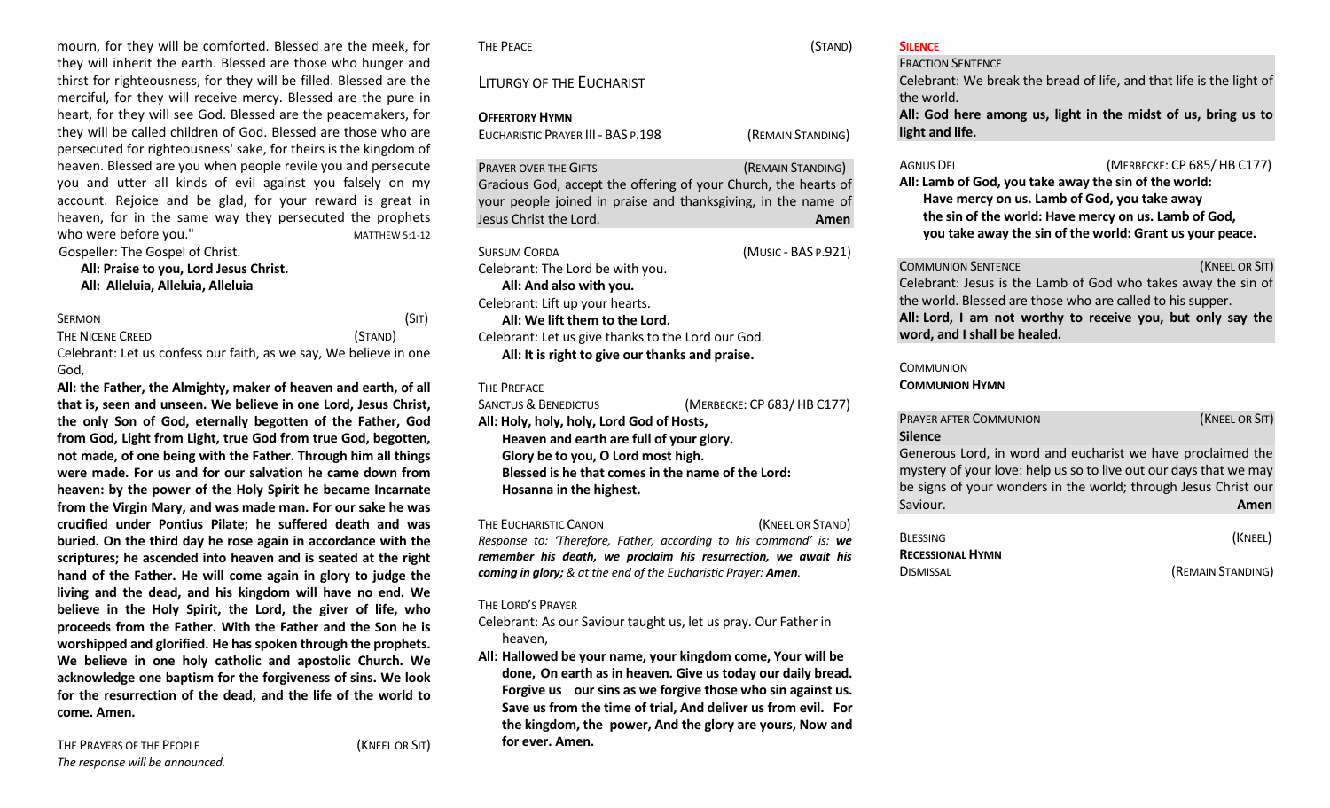mourn, for they will be comforted. Blessed are the meek, for they will inherit the earth. Blessed are those who hunger and thirst for righteousness, for they will be filled. Blessed are the merciful, for they will receive mercy. Blessed are the pure in heart, for they will see God. Blessed are the peacemakers, for they will be called children of God. Blessed are those who are persecuted for righteousness' sake, for theirs is the kingdom of heaven. Blessed are you when people revile you and persecute you and utter all kinds of evil against you falsely on my account. Rejoice and be glad, for your reward is great in heaven, for in the same way they persecuted the prophets who were before you." MATTHEW 5:1-12

Gospeller: The Gospel of Christ.

**All: Praise to you, Lord Jesus Christ.**

**All: Alleluia, Alleluia, Alleluia**

SERMON (SIT)

THE NICENE CREED (STAND)

Celebrant: Let us confess our faith, as we say, We believe in one God,

**All: the Father, the Almighty, maker of heaven and earth, of all that is, seen and unseen. We believe in one Lord, Jesus Christ, the only Son of God, eternally begotten of the Father, God from God, Light from Light, true God from true God, begotten, not made, of one being with the Father. Through him all things were made. For us and for our salvation he came down from heaven: by the power of the Holy Spirit he became Incarnate from the Virgin Mary, and was made man. For our sake he was crucified under Pontius Pilate; he suffered death and was buried. On the third day he rose again in accordance with the scriptures; he ascended into heaven and is seated at the right hand of the Father. He will come again in glory to judge the living and the dead, and his kingdom will have no end. We believe in the Holy Spirit, the Lord, the giver of life, who proceeds from the Father. With the Father and the Son he is worshipped and glorified. He has spoken through the prophets. We believe in one holy catholic and apostolic Church. We acknowledge one baptism for the forgiveness of sins. We look for the resurrection of the dead, and the life of the world to come. Amen.**

THE PRAYERS OF THE PEOPLE (KNEEL OR SIT)

*The response will be announced.*

THE PEACE (STAND)

## LITURGY OF THE EUCHARIST

**OFFERTORY HYMN**

EUCHARISTIC PRAYER III - BAS P.198 (REMAIN STANDING)

PRAYER OVER THE GIFTS (REMAIN STANDING)

Gracious God, accept the offering of your Church, the hearts of your people joined in praise and thanksgiving, in the name of Jesus Christ the Lord. **Amen**

SURSUM CORDA (MUSIC - BAS P.921)

Celebrant: The Lord be with you.

**All: And also with you.**

Celebrant: Lift up your hearts.

**All: We lift them to the Lord.**

Celebrant: Let us give thanks to the Lord our God.

**All: It is right to give our thanks and praise.**

THE PREFACE

SANCTUS & BENEDICTUS (MERBECKE: CP 683/ HB C177)

**All: Holy, holy, holy, Lord God of Hosts,**
**Heaven and earth are full of your glory.**
**Glory be to you, O Lord most high.**
**Blessed is he that comes in the name of the Lord:**
**Hosanna in the highest.**

THE EUCHARISTIC CANON (KNEEL OR STAND)

*Response to: 'Therefore, Father, according to his command' is:* ***we remember his death, we proclaim his resurrection, we await his coming in glory;*** *& at the end of the Eucharistic Prayer:* ***Amen****.*

THE LORD'S PRAYER

Celebrant: As our Saviour taught us, let us pray. Our Father in heaven,

**All: Hallowed be your name, your kingdom come, Your will be done, On earth as in heaven. Give us today our daily bread. Forgive us our sins as we forgive those who sin against us. Save us from the time of trial, And deliver us from evil. For the kingdom, the power, And the glory are yours, Now and for ever. Amen.**

**SILENCE**

FRACTION SENTENCE

Celebrant: We break the bread of life, and that life is the light of the world.

**All: God here among us, light in the midst of us, bring us to light and life.**

AGNUS DEI (MERBECKE: CP 685/ HB C177)

**All: Lamb of God, you take away the sin of the world:**
**Have mercy on us. Lamb of God, you take away**
**the sin of the world: Have mercy on us. Lamb of God,**
**you take away the sin of the world: Grant us your peace.**

COMMUNION SENTENCE (KNEEL OR SIT)

Celebrant: Jesus is the Lamb of God who takes away the sin of the world. Blessed are those who are called to his supper.

**All: Lord, I am not worthy to receive you, but only say the word, and I shall be healed.**

COMMUNION

**COMMUNION HYMN**

PRAYER AFTER COMMUNION (KNEEL OR SIT)

**Silence**

Generous Lord, in word and eucharist we have proclaimed the mystery of your love: help us so to live out our days that we may be signs of your wonders in the world; through Jesus Christ our Saviour. **Amen**

BLESSING (KNEEL)

**RECESSIONAL HYMN**

DISMISSAL (REMAIN STANDING)